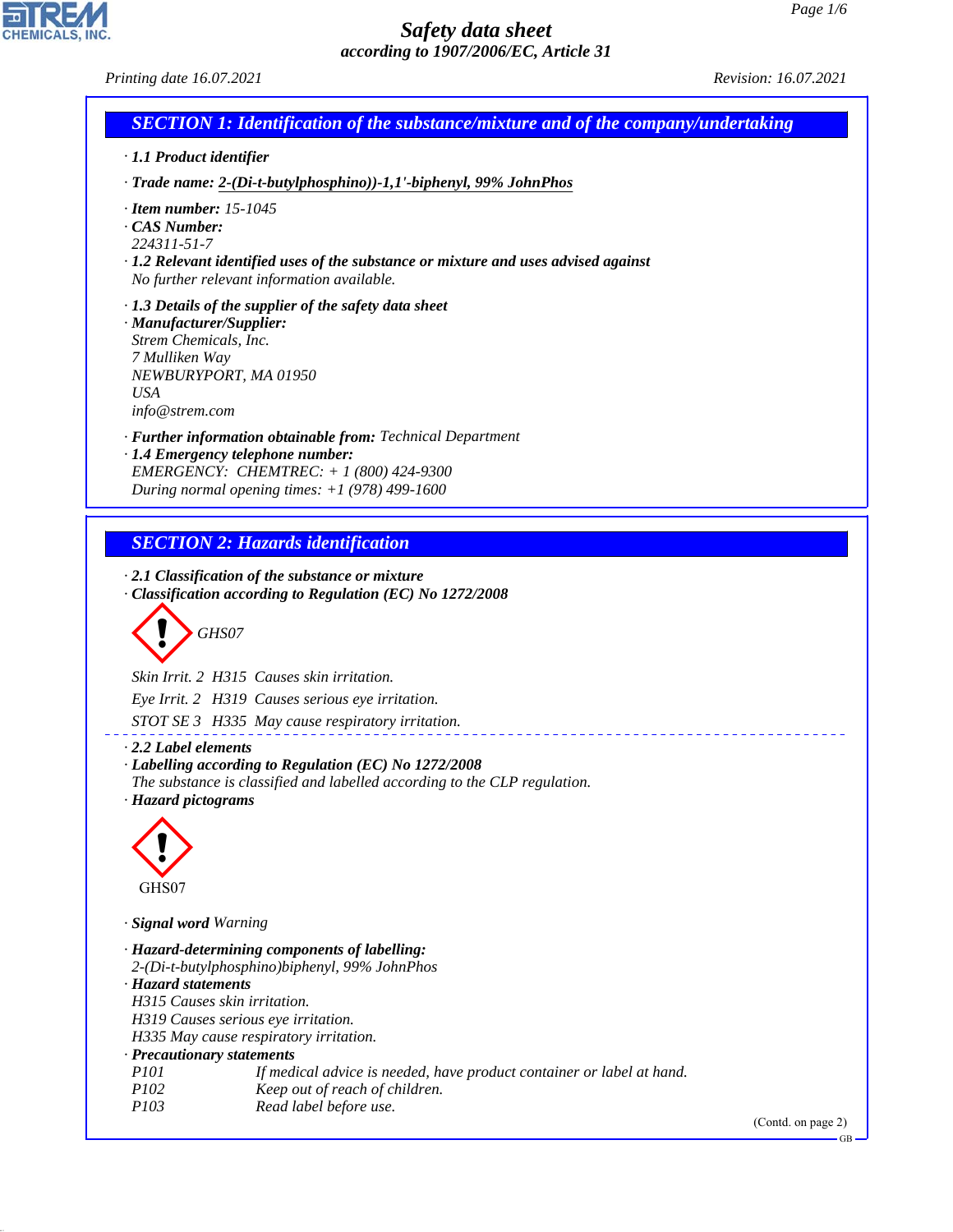# Safety data sheet

*according to 1907/2006/EC, Article 31*

*Printing date 16.07.2021* *Revision: 16.07.2021*

## SECTION 1: Identification of the substance/mixture and of the company/undertaking

· **1.1 Product identifier**

· **Trade name:** 2-(Di-t-butylphosphino))-1,1'-biphenyl, 99% JohnPhos

· **Item number:** 15-1045
· **CAS Number:**
224311-51-7
· **1.2 Relevant identified uses of the substance or mixture and uses advised against**
No further relevant information available.

· **1.3 Details of the supplier of the safety data sheet**
· **Manufacturer/Supplier:**
Strem Chemicals, Inc.
7 Mulliken Way
NEWBURYPORT, MA 01950
USA
info@strem.com

· **Further information obtainable from:** Technical Department
· **1.4 Emergency telephone number:**
EMERGENCY: CHEMTREC: + 1 (800) 424-9300
During normal opening times: +1 (978) 499-1600

## SECTION 2: Hazards identification

· **2.1 Classification of the substance or mixture**
· **Classification according to Regulation (EC) No 1272/2008**

GHS07

Skin Irrit. 2 H315 Causes skin irritation.

Eye Irrit. 2 H319 Causes serious eye irritation.

STOT SE 3 H335 May cause respiratory irritation.

· **2.2 Label elements**
· **Labelling according to Regulation (EC) No 1272/2008**
The substance is classified and labelled according to the CLP regulation.
· **Hazard pictograms**

GHS07

· **Signal word** Warning

· **Hazard-determining components of labelling:**
2-(Di-t-butylphosphino)biphenyl, 99% JohnPhos
· **Hazard statements**
H315 Causes skin irritation.
H319 Causes serious eye irritation.
H335 May cause respiratory irritation.
· **Precautionary statements**

| | |
|---|---|
| P101 | If medical advice is needed, have product container or label at hand. |
| P102 | Keep out of reach of children. |
| P103 | Read label before use. |

(Contd. on page 2)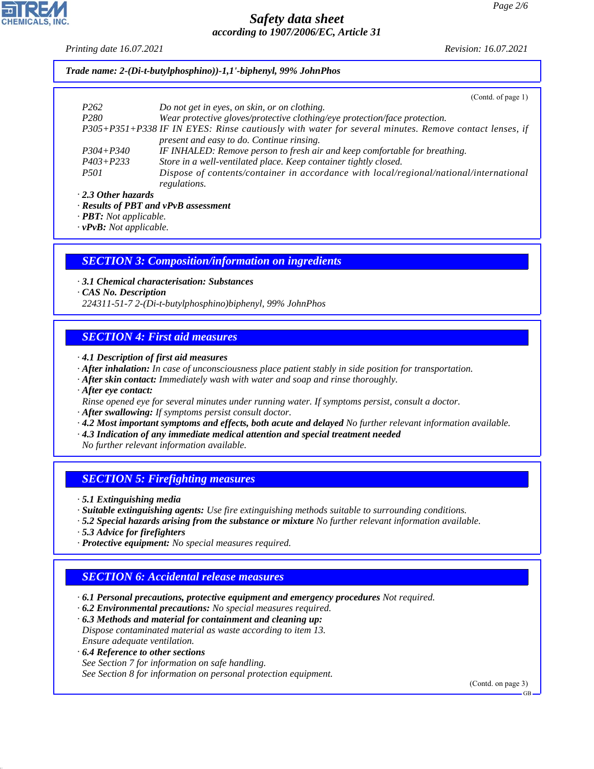**Trade name: 2-(Di-t-butylphosphino))-1,1'-biphenyl, 99% JohnPhos**

(Contd. of page 1)

| | |
|---|---|
| P262 | Do not get in eyes, on skin, or on clothing. |
| P280 | Wear protective gloves/protective clothing/eye protection/face protection. |
| P305+P351+P338 | IF IN EYES: Rinse cautiously with water for several minutes. Remove contact lenses, if present and easy to do. Continue rinsing. |
| P304+P340 | IF INHALED: Remove person to fresh air and keep comfortable for breathing. |
| P403+P233 | Store in a well-ventilated place. Keep container tightly closed. |
| P501 | Dispose of contents/container in accordance with local/regional/national/international regulations. |

· **2.3 Other hazards**
· **Results of PBT and vPvB assessment**
· **PBT:** Not applicable.
· **vPvB:** Not applicable.

## SECTION 3: Composition/information on ingredients

· **3.1 Chemical characterisation: Substances**
· **CAS No. Description**
224311-51-7 2-(Di-t-butylphosphino)biphenyl, 99% JohnPhos

## SECTION 4: First aid measures

· **4.1 Description of first aid measures**
· **After inhalation:** In case of unconsciousness place patient stably in side position for transportation.
· **After skin contact:** Immediately wash with water and soap and rinse thoroughly.
· **After eye contact:**
Rinse opened eye for several minutes under running water. If symptoms persist, consult a doctor.
· **After swallowing:** If symptoms persist consult doctor.
· **4.2 Most important symptoms and effects, both acute and delayed** No further relevant information available.
· **4.3 Indication of any immediate medical attention and special treatment needed**
No further relevant information available.

## SECTION 5: Firefighting measures

· **5.1 Extinguishing media**
· **Suitable extinguishing agents:** Use fire extinguishing methods suitable to surrounding conditions.
· **5.2 Special hazards arising from the substance or mixture** No further relevant information available.
· **5.3 Advice for firefighters**
· **Protective equipment:** No special measures required.

## SECTION 6: Accidental release measures

· **6.1 Personal precautions, protective equipment and emergency procedures** Not required.
· **6.2 Environmental precautions:** No special measures required.
· **6.3 Methods and material for containment and cleaning up:**
Dispose contaminated material as waste according to item 13.
Ensure adequate ventilation.
· **6.4 Reference to other sections**
See Section 7 for information on safe handling.
See Section 8 for information on personal protection equipment.

(Contd. on page 3)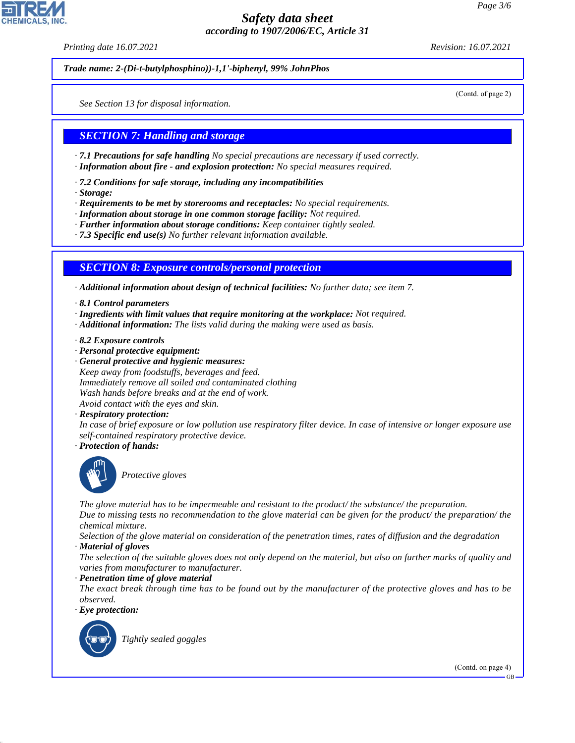**Trade name: 2-(Di-t-butylphosphino))-1,1'-biphenyl, 99% JohnPhos**

(Contd. of page 2)

See Section 13 for disposal information.

## SECTION 7: Handling and storage

· **7.1 Precautions for safe handling** No special precautions are necessary if used correctly.
· **Information about fire - and explosion protection:** No special measures required.

· **7.2 Conditions for safe storage, including any incompatibilities**
· **Storage:**
· **Requirements to be met by storerooms and receptacles:** No special requirements.
· **Information about storage in one common storage facility:** Not required.
· **Further information about storage conditions:** Keep container tightly sealed.
· **7.3 Specific end use(s)** No further relevant information available.

## SECTION 8: Exposure controls/personal protection

· **Additional information about design of technical facilities:** No further data; see item 7.

· **8.1 Control parameters**
· **Ingredients with limit values that require monitoring at the workplace:** Not required.
· **Additional information:** The lists valid during the making were used as basis.

· **8.2 Exposure controls**
· **Personal protective equipment:**
· **General protective and hygienic measures:**
Keep away from foodstuffs, beverages and feed.
Immediately remove all soiled and contaminated clothing
Wash hands before breaks and at the end of work.
Avoid contact with the eyes and skin.
· **Respiratory protection:**
In case of brief exposure or low pollution use respiratory filter device. In case of intensive or longer exposure use self-contained respiratory protective device.
· **Protection of hands:**

Protective gloves

The glove material has to be impermeable and resistant to the product/ the substance/ the preparation.
Due to missing tests no recommendation to the glove material can be given for the product/ the preparation/ the chemical mixture.
Selection of the glove material on consideration of the penetration times, rates of diffusion and the degradation
· **Material of gloves**
The selection of the suitable gloves does not only depend on the material, but also on further marks of quality and varies from manufacturer to manufacturer.
· **Penetration time of glove material**
The exact break through time has to be found out by the manufacturer of the protective gloves and has to be observed.
· **Eye protection:**

Tightly sealed goggles

(Contd. on page 4)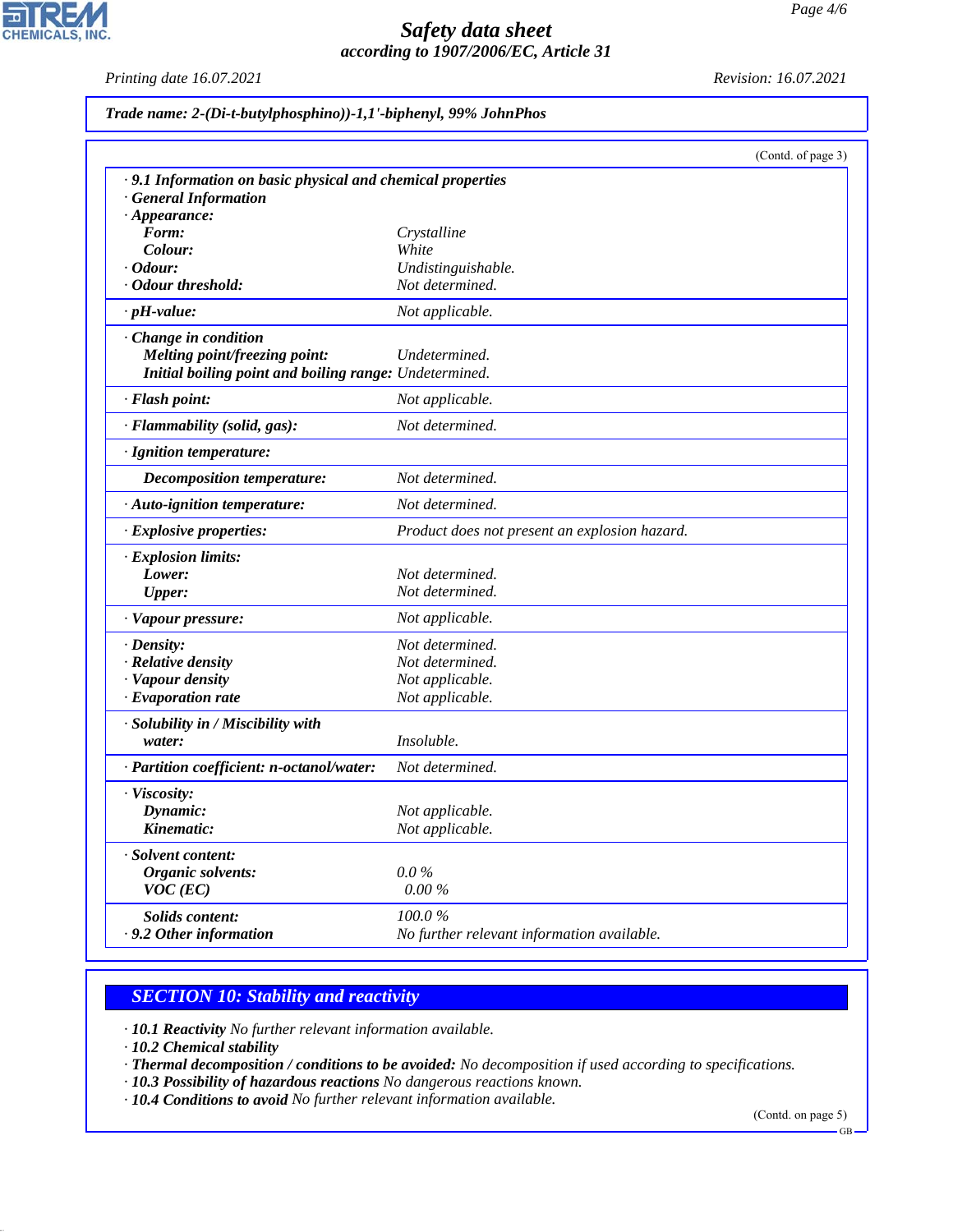**Trade name: 2-(Di-t-butylphosphino))-1,1'-biphenyl, 99% JohnPhos**

(Contd. of page 3)

| | |
|---|---|
| **· 9.1 Information on basic physical and chemical properties** | |
| **· General Information** | |
| **· Appearance:** | |
| **Form:** | Crystalline |
| **Colour:** | White |
| **· Odour:** | Undistinguishable. |
| **· Odour threshold:** | Not determined. |
| **· pH-value:** | Not applicable. |
| **· Change in condition** | |
| **Melting point/freezing point:** | Undetermined. |
| **Initial boiling point and boiling range:** | Undetermined. |
| **· Flash point:** | Not applicable. |
| **· Flammability (solid, gas):** | Not determined. |
| **· Ignition temperature:** | |
| **Decomposition temperature:** | Not determined. |
| **· Auto-ignition temperature:** | Not determined. |
| **· Explosive properties:** | Product does not present an explosion hazard. |
| **· Explosion limits:** | |
| **Lower:** | Not determined. |
| **Upper:** | Not determined. |
| **· Vapour pressure:** | Not applicable. |
| **· Density:** | Not determined. |
| **· Relative density** | Not determined. |
| **· Vapour density** | Not applicable. |
| **· Evaporation rate** | Not applicable. |
| **· Solubility in / Miscibility with** | |
| **water:** | Insoluble. |
| **· Partition coefficient: n-octanol/water:** | Not determined. |
| **· Viscosity:** | |
| **Dynamic:** | Not applicable. |
| **Kinematic:** | Not applicable. |
| **· Solvent content:** | |
| **Organic solvents:** | 0.0 % |
| **VOC (EC)** | 0.00 % |
| **Solids content:** | 100.0 % |
| **· 9.2 Other information** | No further relevant information available. |

## SECTION 10: Stability and reactivity

- **10.1 Reactivity** No further relevant information available.
- **10.2 Chemical stability**
- **Thermal decomposition / conditions to be avoided:** No decomposition if used according to specifications.
- **10.3 Possibility of hazardous reactions** No dangerous reactions known.
- **10.4 Conditions to avoid** No further relevant information available.

(Contd. on page 5)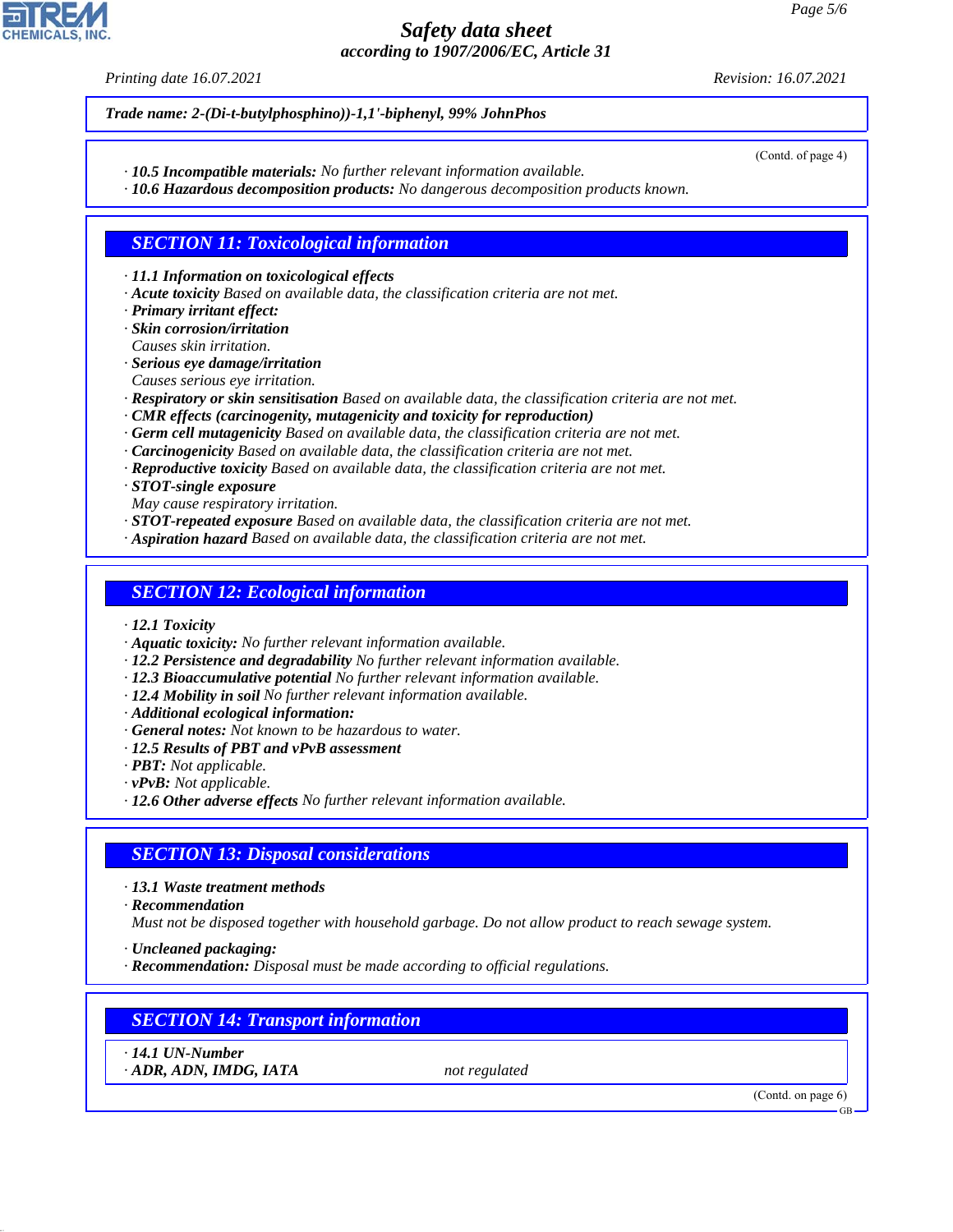**Trade name: 2-(Di-t-butylphosphino))-1,1'-biphenyl, 99% JohnPhos**

(Contd. of page 4)

· **10.5 Incompatible materials:** No further relevant information available.
· **10.6 Hazardous decomposition products:** No dangerous decomposition products known.

## SECTION 11: Toxicological information

· **11.1 Information on toxicological effects**
· **Acute toxicity** Based on available data, the classification criteria are not met.
· **Primary irritant effect:**
· **Skin corrosion/irritation**
Causes skin irritation.
· **Serious eye damage/irritation**
Causes serious eye irritation.
· **Respiratory or skin sensitisation** Based on available data, the classification criteria are not met.
· **CMR effects (carcinogenity, mutagenicity and toxicity for reproduction)**
· **Germ cell mutagenicity** Based on available data, the classification criteria are not met.
· **Carcinogenicity** Based on available data, the classification criteria are not met.
· **Reproductive toxicity** Based on available data, the classification criteria are not met.
· **STOT-single exposure**
May cause respiratory irritation.
· **STOT-repeated exposure** Based on available data, the classification criteria are not met.
· **Aspiration hazard** Based on available data, the classification criteria are not met.

## SECTION 12: Ecological information

· **12.1 Toxicity**
· **Aquatic toxicity:** No further relevant information available.
· **12.2 Persistence and degradability** No further relevant information available.
· **12.3 Bioaccumulative potential** No further relevant information available.
· **12.4 Mobility in soil** No further relevant information available.
· **Additional ecological information:**
· **General notes:** Not known to be hazardous to water.
· **12.5 Results of PBT and vPvB assessment**
· **PBT:** Not applicable.
· **vPvB:** Not applicable.
· **12.6 Other adverse effects** No further relevant information available.

## SECTION 13: Disposal considerations

· **13.1 Waste treatment methods**
· **Recommendation**
Must not be disposed together with household garbage. Do not allow product to reach sewage system.

· **Uncleaned packaging:**
· **Recommendation:** Disposal must be made according to official regulations.

## SECTION 14: Transport information

· **14.1 UN-Number**
· **ADR, ADN, IMDG, IATA** not regulated

(Contd. on page 6)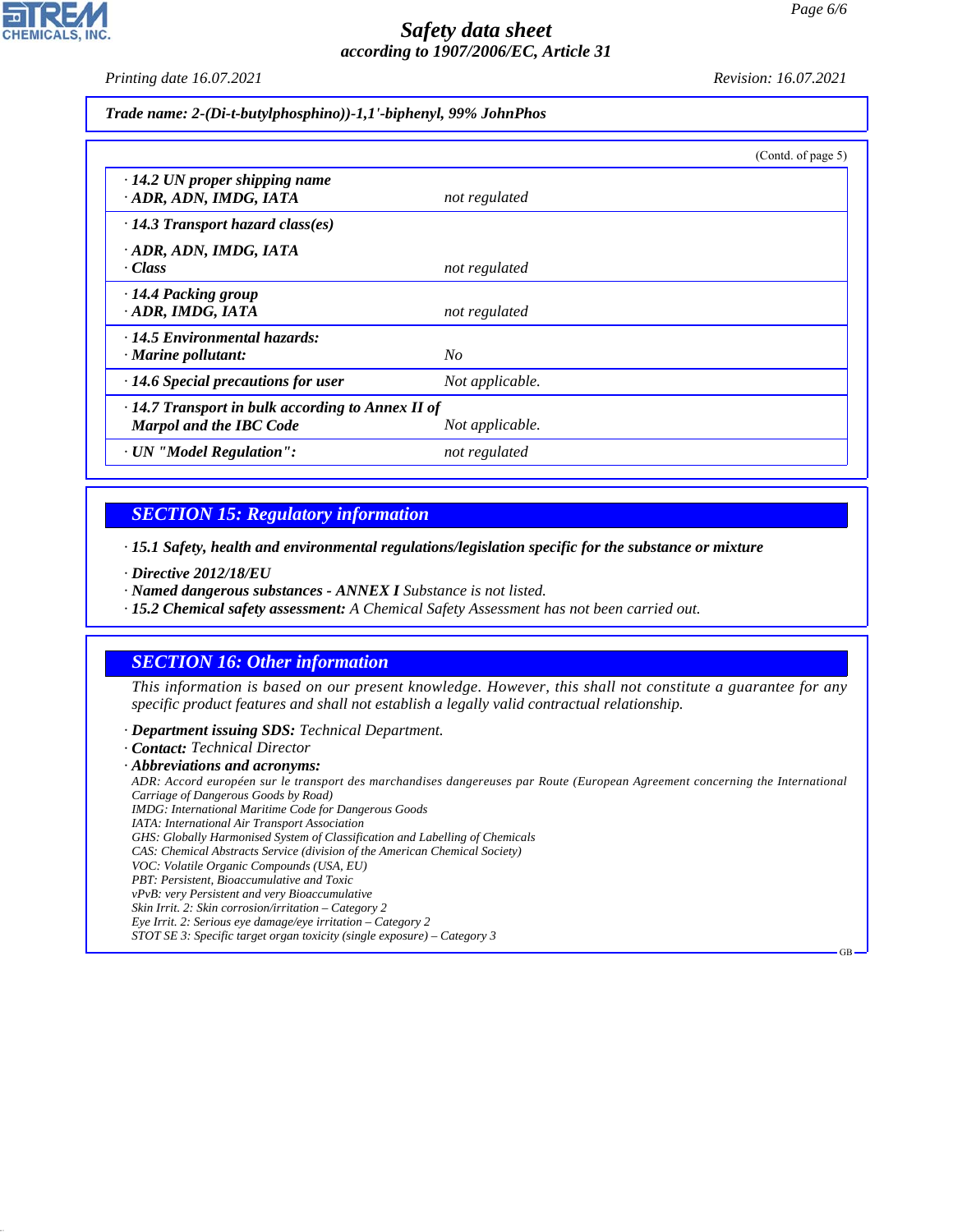**Trade name: 2-(Di-t-butylphosphino))-1,1'-biphenyl, 99% JohnPhos**

(Contd. of page 5)

| | |
|---|---|
| · **14.2 UN proper shipping name** · **ADR, ADN, IMDG, IATA** | *not regulated* |
| · **14.3 Transport hazard class(es)** · **ADR, ADN, IMDG, IATA** · **Class** | *not regulated* |
| · **14.4 Packing group** · **ADR, IMDG, IATA** | *not regulated* |
| · **14.5 Environmental hazards:** · **Marine pollutant:** | *No* |
| · **14.6 Special precautions for user** | *Not applicable.* |
| · **14.7 Transport in bulk according to Annex II of Marpol and the IBC Code** | *Not applicable.* |
| · **UN "Model Regulation":** | *not regulated* |

## SECTION 15: Regulatory information

· **15.1 Safety, health and environmental regulations/legislation specific for the substance or mixture**

· **Directive 2012/18/EU**
· **Named dangerous substances - ANNEX I** *Substance is not listed.*
· **15.2 Chemical safety assessment:** *A Chemical Safety Assessment has not been carried out.*

## SECTION 16: Other information

*This information is based on our present knowledge. However, this shall not constitute a guarantee for any specific product features and shall not establish a legally valid contractual relationship.*

· **Department issuing SDS:** *Technical Department.*
· **Contact:** *Technical Director*
· **Abbreviations and acronyms:**
*ADR: Accord européen sur le transport des marchandises dangereuses par Route (European Agreement concerning the International Carriage of Dangerous Goods by Road)*
*IMDG: International Maritime Code for Dangerous Goods*
*IATA: International Air Transport Association*
*GHS: Globally Harmonised System of Classification and Labelling of Chemicals*
*CAS: Chemical Abstracts Service (division of the American Chemical Society)*
*VOC: Volatile Organic Compounds (USA, EU)*
*PBT: Persistent, Bioaccumulative and Toxic*
*vPvB: very Persistent and very Bioaccumulative*
*Skin Irrit. 2: Skin corrosion/irritation – Category 2*
*Eye Irrit. 2: Serious eye damage/eye irritation – Category 2*
*STOT SE 3: Specific target organ toxicity (single exposure) – Category 3*

GB